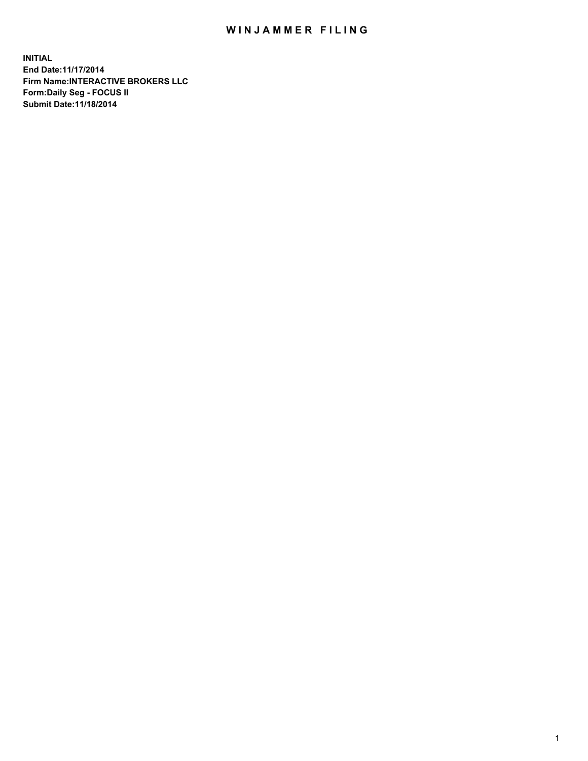# WINJAMMER FILING

**INITIAL**
**End Date:11/17/2014**
**Firm Name:INTERACTIVE BROKERS LLC**
**Form:Daily Seg - FOCUS II**
**Submit Date:11/18/2014**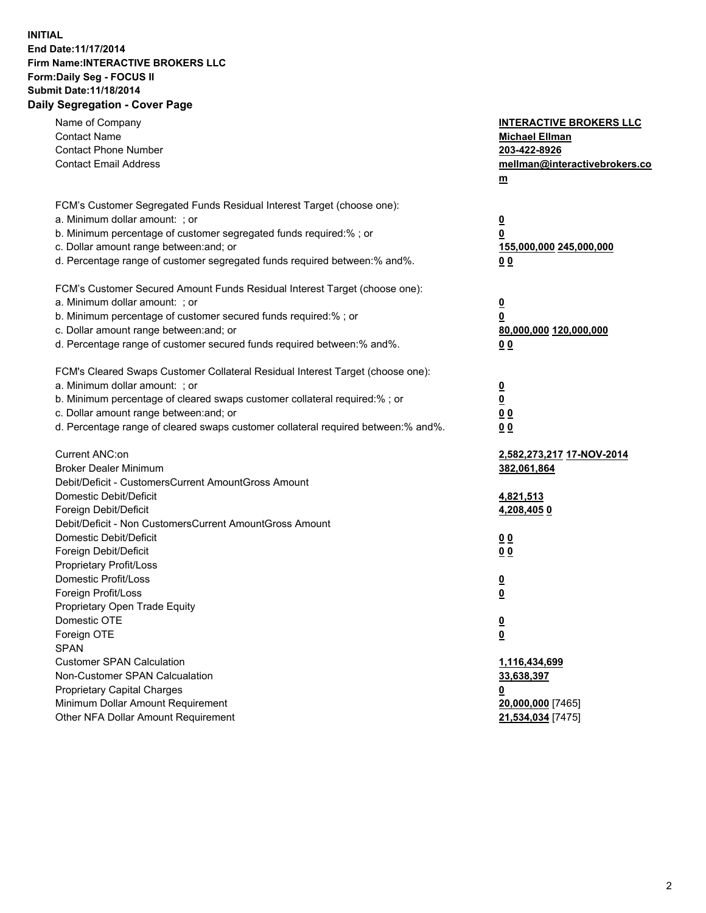**INITIAL**
**End Date:11/17/2014**
**Firm Name:INTERACTIVE BROKERS LLC**
**Form:Daily Seg - FOCUS II**
**Submit Date:11/18/2014**

## Daily Segregation - Cover Page

| | |
|---|---|
| Name of Company | **INTERACTIVE BROKERS LLC** |
| Contact Name | **Michael Ellman** |
| Contact Phone Number | **203-422-8926** |
| Contact Email Address | **mellman@interactivebrokers.com** |
| FCM's Customer Segregated Funds Residual Interest Target (choose one): | |
| a. Minimum dollar amount: ; or | **0** |
| b. Minimum percentage of customer segregated funds required:% ; or | **0** |
| c. Dollar amount range between:and; or | **155,000,000 245,000,000** |
| d. Percentage range of customer segregated funds required between:% and%. | **0 0** |
| FCM's Customer Secured Amount Funds Residual Interest Target (choose one): | |
| a. Minimum dollar amount: ; or | **0** |
| b. Minimum percentage of customer secured funds required:% ; or | **0** |
| c. Dollar amount range between:and; or | **80,000,000 120,000,000** |
| d. Percentage range of customer secured funds required between:% and%. | **0 0** |
| FCM's Cleared Swaps Customer Collateral Residual Interest Target (choose one): | |
| a. Minimum dollar amount: ; or | **0** |
| b. Minimum percentage of cleared swaps customer collateral required:% ; or | **0** |
| c. Dollar amount range between:and; or | **0 0** |
| d. Percentage range of cleared swaps customer collateral required between:% and%. | **0 0** |
| Current ANC:on | **2,582,273,217 17-NOV-2014** |
| Broker Dealer Minimum | **382,061,864** |
| Debit/Deficit - CustomersCurrent AmountGross Amount | |
| Domestic Debit/Deficit | **4,821,513** |
| Foreign Debit/Deficit | **4,208,405 0** |
| Debit/Deficit - Non CustomersCurrent AmountGross Amount | |
| Domestic Debit/Deficit | **0 0** |
| Foreign Debit/Deficit | **0 0** |
| Proprietary Profit/Loss | |
| Domestic Profit/Loss | **0** |
| Foreign Profit/Loss | **0** |
| Proprietary Open Trade Equity | |
| Domestic OTE | **0** |
| Foreign OTE | **0** |
| SPAN | |
| Customer SPAN Calculation | **1,116,434,699** |
| Non-Customer SPAN Calcualation | **33,638,397** |
| Proprietary Capital Charges | **0** |
| Minimum Dollar Amount Requirement | **20,000,000** [7465] |
| Other NFA Dollar Amount Requirement | **21,534,034** [7475] |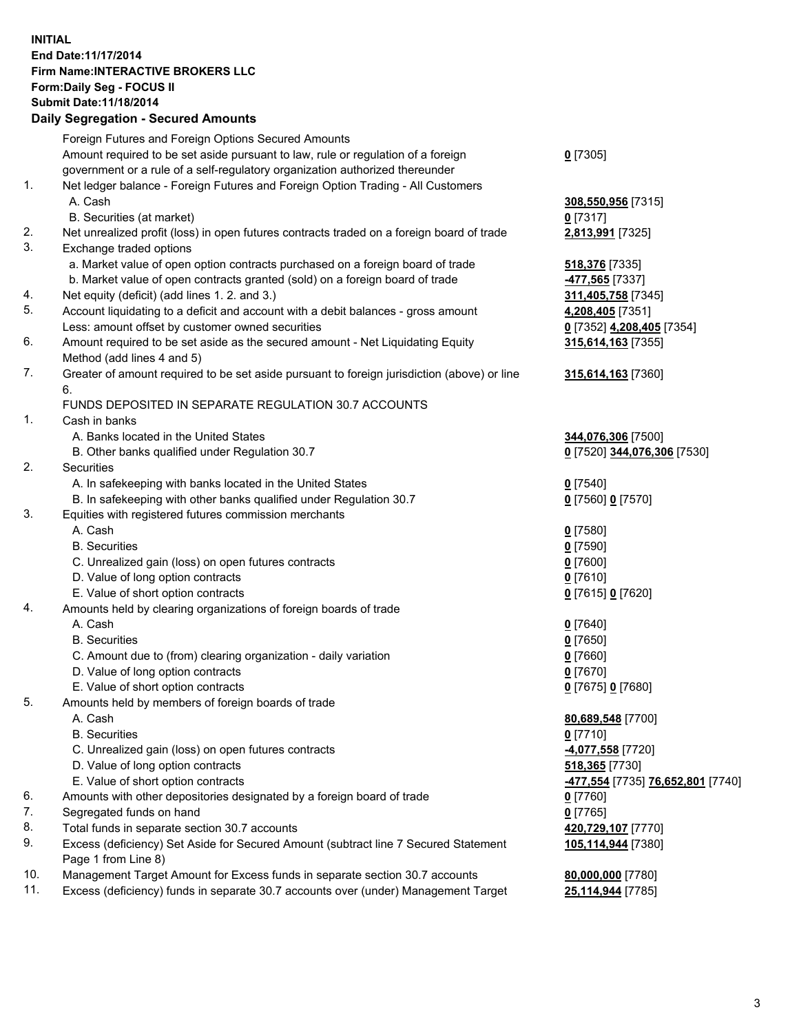**INITIAL**
**End Date:11/17/2014**
**Firm Name:INTERACTIVE BROKERS LLC**
**Form:Daily Seg - FOCUS II**
**Submit Date:11/18/2014**
**Daily Segregation - Secured Amounts**

| | | |
|---|---|---|
| | Foreign Futures and Foreign Options Secured Amounts | |
| | Amount required to be set aside pursuant to law, rule or regulation of a foreign government or a rule of a self-regulatory organization authorized thereunder | **0** [7305] |
| 1. | Net ledger balance - Foreign Futures and Foreign Option Trading - All Customers | |
| | A. Cash | **308,550,956** [7315] |
| | B. Securities (at market) | **0** [7317] |
| 2. | Net unrealized profit (loss) in open futures contracts traded on a foreign board of trade | **2,813,991** [7325] |
| 3. | Exchange traded options | |
| | a. Market value of open option contracts purchased on a foreign board of trade | **518,376** [7335] |
| | b. Market value of open contracts granted (sold) on a foreign board of trade | **-477,565** [7337] |
| 4. | Net equity (deficit) (add lines 1. 2. and 3.) | **311,405,758** [7345] |
| 5. | Account liquidating to a deficit and account with a debit balances - gross amount | **4,208,405** [7351] |
| | Less: amount offset by customer owned securities | **0** [7352] **4,208,405** [7354] |
| 6. | Amount required to be set aside as the secured amount - Net Liquidating Equity Method (add lines 4 and 5) | **315,614,163** [7355] |
| 7. | Greater of amount required to be set aside pursuant to foreign jurisdiction (above) or line 6. | **315,614,163** [7360] |
| | FUNDS DEPOSITED IN SEPARATE REGULATION 30.7 ACCOUNTS | |
| 1. | Cash in banks | |
| | A. Banks located in the United States | **344,076,306** [7500] |
| | B. Other banks qualified under Regulation 30.7 | **0** [7520] **344,076,306** [7530] |
| 2. | Securities | |
| | A. In safekeeping with banks located in the United States | **0** [7540] |
| | B. In safekeeping with other banks qualified under Regulation 30.7 | **0** [7560] **0** [7570] |
| 3. | Equities with registered futures commission merchants | |
| | A. Cash | **0** [7580] |
| | B. Securities | **0** [7590] |
| | C. Unrealized gain (loss) on open futures contracts | **0** [7600] |
| | D. Value of long option contracts | **0** [7610] |
| | E. Value of short option contracts | **0** [7615] **0** [7620] |
| 4. | Amounts held by clearing organizations of foreign boards of trade | |
| | A. Cash | **0** [7640] |
| | B. Securities | **0** [7650] |
| | C. Amount due to (from) clearing organization - daily variation | **0** [7660] |
| | D. Value of long option contracts | **0** [7670] |
| | E. Value of short option contracts | **0** [7675] **0** [7680] |
| 5. | Amounts held by members of foreign boards of trade | |
| | A. Cash | **80,689,548** [7700] |
| | B. Securities | **0** [7710] |
| | C. Unrealized gain (loss) on open futures contracts | **-4,077,558** [7720] |
| | D. Value of long option contracts | **518,365** [7730] |
| | E. Value of short option contracts | **-477,554** [7735] **76,652,801** [7740] |
| 6. | Amounts with other depositories designated by a foreign board of trade | **0** [7760] |
| 7. | Segregated funds on hand | **0** [7765] |
| 8. | Total funds in separate section 30.7 accounts | **420,729,107** [7770] |
| 9. | Excess (deficiency) Set Aside for Secured Amount (subtract line 7 Secured Statement Page 1 from Line 8) | **105,114,944** [7380] |
| 10. | Management Target Amount for Excess funds in separate section 30.7 accounts | **80,000,000** [7780] |
| 11. | Excess (deficiency) funds in separate 30.7 accounts over (under) Management Target | **25,114,944** [7785] |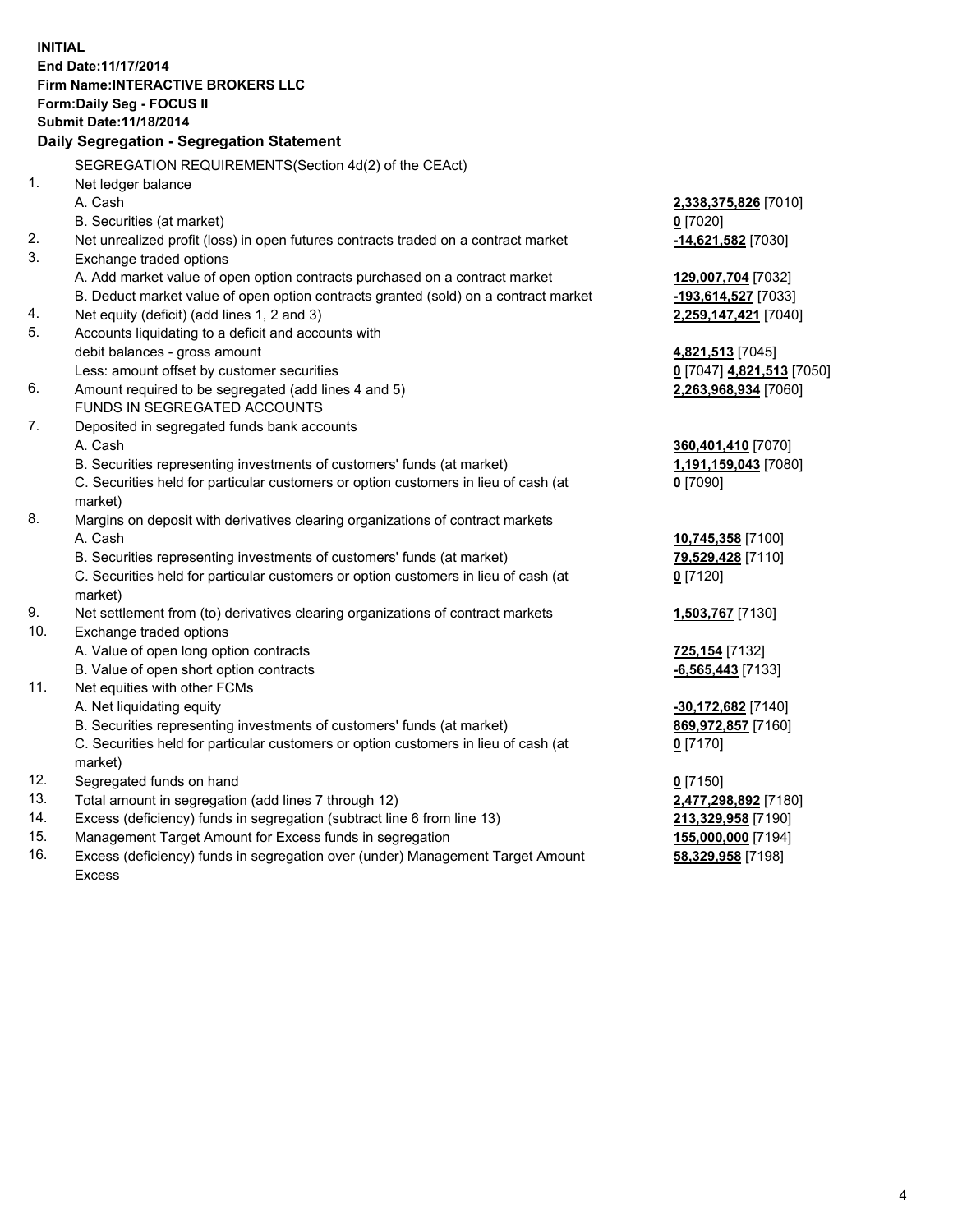**INITIAL**
**End Date:11/17/2014**
**Firm Name:INTERACTIVE BROKERS LLC**
**Form:Daily Seg - FOCUS II**
**Submit Date:11/18/2014**

## Daily Segregation - Segregation Statement

SEGREGATION REQUIREMENTS(Section 4d(2) of the CEAct)

| | | |
|---|---|---|
| 1. | Net ledger balance | |
| | A. Cash | **2,338,375,826** [7010] |
| | B. Securities (at market) | **0** [7020] |
| 2. | Net unrealized profit (loss) in open futures contracts traded on a contract market | **-14,621,582** [7030] |
| 3. | Exchange traded options | |
| | A. Add market value of open option contracts purchased on a contract market | **129,007,704** [7032] |
| | B. Deduct market value of open option contracts granted (sold) on a contract market | **-193,614,527** [7033] |
| 4. | Net equity (deficit) (add lines 1, 2 and 3) | **2,259,147,421** [7040] |
| 5. | Accounts liquidating to a deficit and accounts with debit balances - gross amount | **4,821,513** [7045] |
| | Less: amount offset by customer securities | **0** [7047] **4,821,513** [7050] |
| 6. | Amount required to be segregated (add lines 4 and 5) | **2,263,968,934** [7060] |
| | FUNDS IN SEGREGATED ACCOUNTS | |
| 7. | Deposited in segregated funds bank accounts | |
| | A. Cash | **360,401,410** [7070] |
| | B. Securities representing investments of customers' funds (at market) | **1,191,159,043** [7080] |
| | C. Securities held for particular customers or option customers in lieu of cash (at market) | **0** [7090] |
| 8. | Margins on deposit with derivatives clearing organizations of contract markets | |
| | A. Cash | **10,745,358** [7100] |
| | B. Securities representing investments of customers' funds (at market) | **79,529,428** [7110] |
| | C. Securities held for particular customers or option customers in lieu of cash (at market) | **0** [7120] |
| 9. | Net settlement from (to) derivatives clearing organizations of contract markets | **1,503,767** [7130] |
| 10. | Exchange traded options | |
| | A. Value of open long option contracts | **725,154** [7132] |
| | B. Value of open short option contracts | **-6,565,443** [7133] |
| 11. | Net equities with other FCMs | |
| | A. Net liquidating equity | **-30,172,682** [7140] |
| | B. Securities representing investments of customers' funds (at market) | **869,972,857** [7160] |
| | C. Securities held for particular customers or option customers in lieu of cash (at market) | **0** [7170] |
| 12. | Segregated funds on hand | **0** [7150] |
| 13. | Total amount in segregation (add lines 7 through 12) | **2,477,298,892** [7180] |
| 14. | Excess (deficiency) funds in segregation (subtract line 6 from line 13) | **213,329,958** [7190] |
| 15. | Management Target Amount for Excess funds in segregation | **155,000,000** [7194] |
| 16. | Excess (deficiency) funds in segregation over (under) Management Target Amount Excess | **58,329,958** [7198] |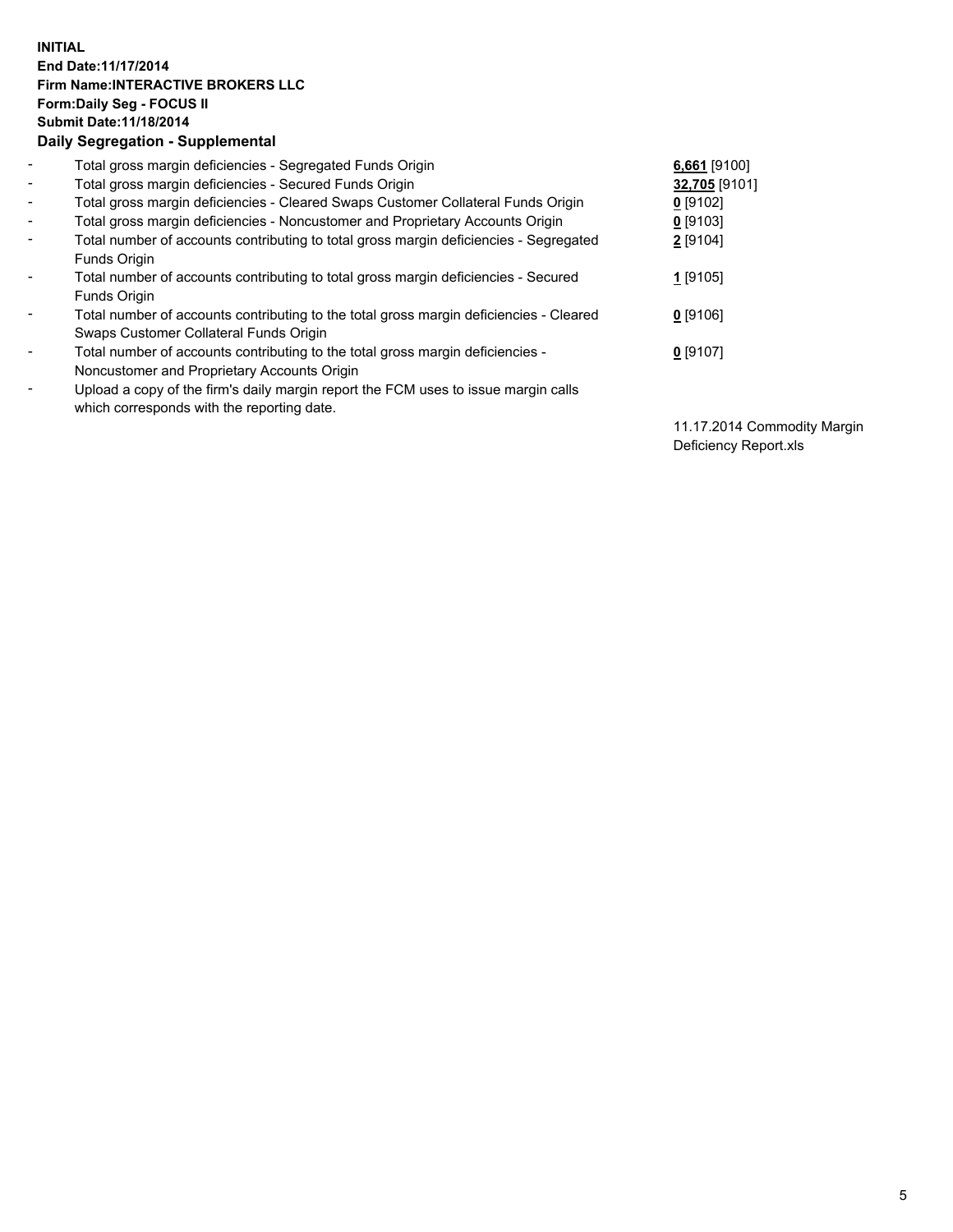**INITIAL**
**End Date:11/17/2014**
**Firm Name:INTERACTIVE BROKERS LLC**
**Form:Daily Seg - FOCUS II**
**Submit Date:11/18/2014**
**Daily Segregation - Supplemental**

| | | |
|---|---|---|
| - | Total gross margin deficiencies - Segregated Funds Origin | **6,661** [9100] |
| - | Total gross margin deficiencies - Secured Funds Origin | **32,705** [9101] |
| - | Total gross margin deficiencies - Cleared Swaps Customer Collateral Funds Origin | **0** [9102] |
| - | Total gross margin deficiencies - Noncustomer and Proprietary Accounts Origin | **0** [9103] |
| - | Total number of accounts contributing to total gross margin deficiencies - Segregated Funds Origin | **2** [9104] |
| - | Total number of accounts contributing to total gross margin deficiencies - Secured Funds Origin | **1** [9105] |
| - | Total number of accounts contributing to the total gross margin deficiencies - Cleared Swaps Customer Collateral Funds Origin | **0** [9106] |
| - | Total number of accounts contributing to the total gross margin deficiencies - Noncustomer and Proprietary Accounts Origin | **0** [9107] |
| - | Upload a copy of the firm's daily margin report the FCM uses to issue margin calls which corresponds with the reporting date. | 11.17.2014 Commodity Margin Deficiency Report.xls |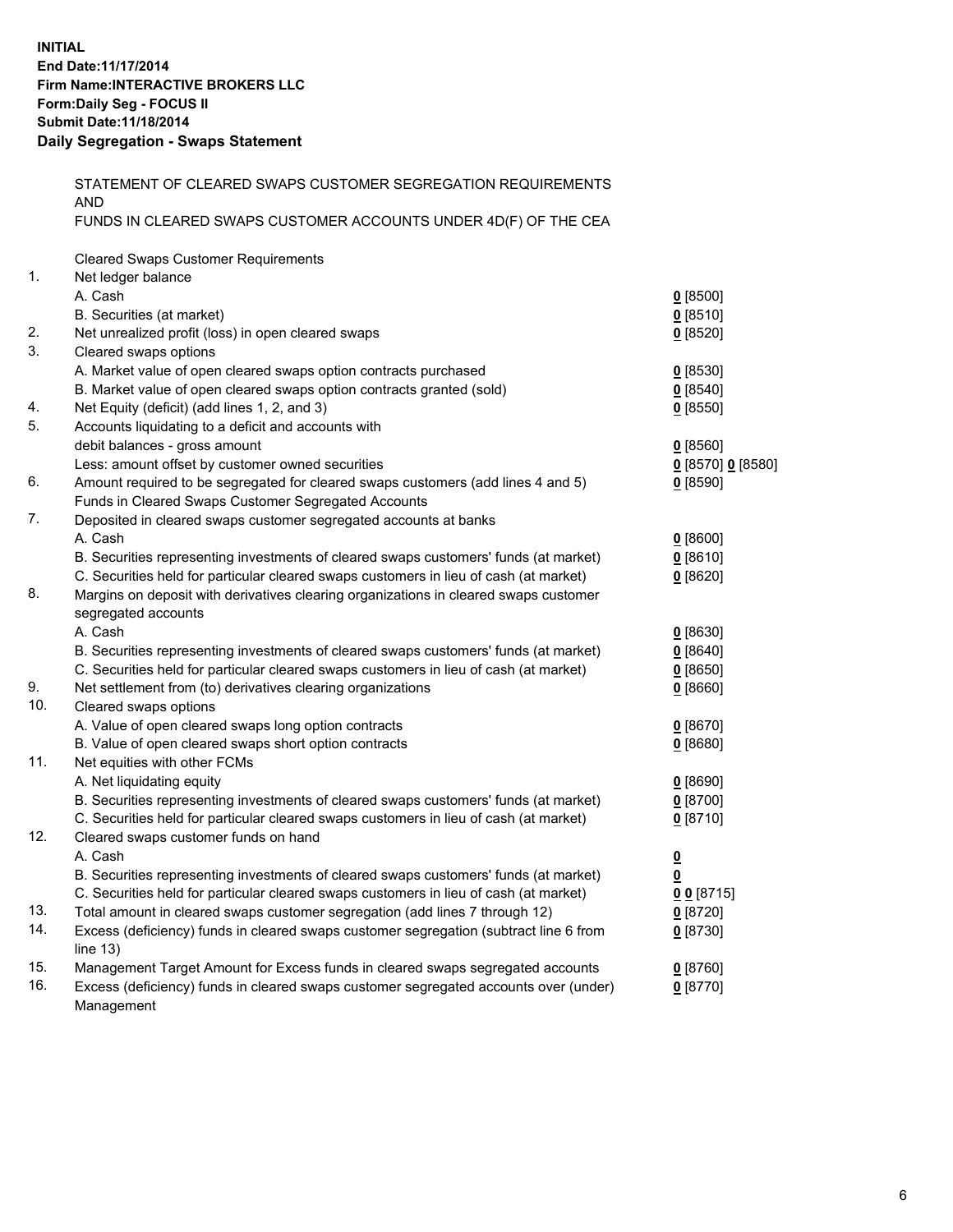**INITIAL**
**End Date:11/17/2014**
**Firm Name:INTERACTIVE BROKERS LLC**
**Form:Daily Seg - FOCUS II**
**Submit Date:11/18/2014**
**Daily Segregation - Swaps Statement**

STATEMENT OF CLEARED SWAPS CUSTOMER SEGREGATION REQUIREMENTS AND
FUNDS IN CLEARED SWAPS CUSTOMER ACCOUNTS UNDER 4D(F) OF THE CEA

| | | |
|---|---|---|
| | Cleared Swaps Customer Requirements | |
| 1. | Net ledger balance | |
| | A. Cash | 0 [8500] |
| | B. Securities (at market) | 0 [8510] |
| 2. | Net unrealized profit (loss) in open cleared swaps | 0 [8520] |
| 3. | Cleared swaps options | |
| | A. Market value of open cleared swaps option contracts purchased | 0 [8530] |
| | B. Market value of open cleared swaps option contracts granted (sold) | 0 [8540] |
| 4. | Net Equity (deficit) (add lines 1, 2, and 3) | 0 [8550] |
| 5. | Accounts liquidating to a deficit and accounts with | |
| | debit balances - gross amount | 0 [8560] |
| | Less: amount offset by customer owned securities | 0 [8570] 0 [8580] |
| 6. | Amount required to be segregated for cleared swaps customers (add lines 4 and 5) | 0 [8590] |
| | Funds in Cleared Swaps Customer Segregated Accounts | |
| 7. | Deposited in cleared swaps customer segregated accounts at banks | |
| | A. Cash | 0 [8600] |
| | B. Securities representing investments of cleared swaps customers' funds (at market) | 0 [8610] |
| | C. Securities held for particular cleared swaps customers in lieu of cash (at market) | 0 [8620] |
| 8. | Margins on deposit with derivatives clearing organizations in cleared swaps customer segregated accounts | |
| | A. Cash | 0 [8630] |
| | B. Securities representing investments of cleared swaps customers' funds (at market) | 0 [8640] |
| | C. Securities held for particular cleared swaps customers in lieu of cash (at market) | 0 [8650] |
| 9. | Net settlement from (to) derivatives clearing organizations | 0 [8660] |
| 10. | Cleared swaps options | |
| | A. Value of open cleared swaps long option contracts | 0 [8670] |
| | B. Value of open cleared swaps short option contracts | 0 [8680] |
| 11. | Net equities with other FCMs | |
| | A. Net liquidating equity | 0 [8690] |
| | B. Securities representing investments of cleared swaps customers' funds (at market) | 0 [8700] |
| | C. Securities held for particular cleared swaps customers in lieu of cash (at market) | 0 [8710] |
| 12. | Cleared swaps customer funds on hand | |
| | A. Cash | 0 |
| | B. Securities representing investments of cleared swaps customers' funds (at market) | 0 |
| | C. Securities held for particular cleared swaps customers in lieu of cash (at market) | 0 0 [8715] |
| 13. | Total amount in cleared swaps customer segregation (add lines 7 through 12) | 0 [8720] |
| 14. | Excess (deficiency) funds in cleared swaps customer segregation (subtract line 6 from line 13) | 0 [8730] |
| 15. | Management Target Amount for Excess funds in cleared swaps segregated accounts | 0 [8760] |
| 16. | Excess (deficiency) funds in cleared swaps customer segregated accounts over (under) Management | 0 [8770] |